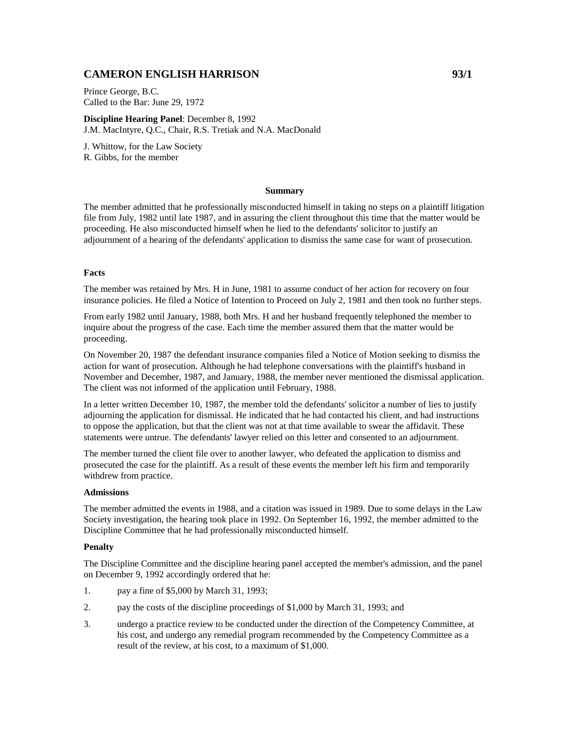# CAMERON ENGLISH HARRISON 93/1

Prince George, B.C.
Called to the Bar: June 29, 1972

**Discipline Hearing Panel**: December 8, 1992
J.M. MacIntyre, Q.C., Chair, R.S. Tretiak and N.A. MacDonald

J. Whittow, for the Law Society
R. Gibbs, for the member

**Summary**

The member admitted that he professionally misconducted himself in taking no steps on a plaintiff litigation file from July, 1982 until late 1987, and in assuring the client throughout this time that the matter would be proceeding. He also misconducted himself when he lied to the defendants' solicitor to justify an adjournment of a hearing of the defendants' application to dismiss the same case for want of prosecution.

### Facts

The member was retained by Mrs. H in June, 1981 to assume conduct of her action for recovery on four insurance policies. He filed a Notice of Intention to Proceed on July 2, 1981 and then took no further steps.

From early 1982 until January, 1988, both Mrs. H and her husband frequently telephoned the member to inquire about the progress of the case. Each time the member assured them that the matter would be proceeding.

On November 20, 1987 the defendant insurance companies filed a Notice of Motion seeking to dismiss the action for want of prosecution. Although he had telephone conversations with the plaintiff's husband in November and December, 1987, and January, 1988, the member never mentioned the dismissal application. The client was not informed of the application until February, 1988.

In a letter written December 10, 1987, the member told the defendants' solicitor a number of lies to justify adjourning the application for dismissal. He indicated that he had contacted his client, and had instructions to oppose the application, but that the client was not at that time available to swear the affidavit. These statements were untrue. The defendants' lawyer relied on this letter and consented to an adjournment.

The member turned the client file over to another lawyer, who defeated the application to dismiss and prosecuted the case for the plaintiff. As a result of these events the member left his firm and temporarily withdrew from practice.

### Admissions

The member admitted the events in 1988, and a citation was issued in 1989. Due to some delays in the Law Society investigation, the hearing took place in 1992. On September 16, 1992, the member admitted to the Discipline Committee that he had professionally misconducted himself.

### Penalty

The Discipline Committee and the discipline hearing panel accepted the member's admission, and the panel on December 9, 1992 accordingly ordered that he:

1. pay a fine of $5,000 by March 31, 1993;
2. pay the costs of the discipline proceedings of $1,000 by March 31, 1993; and
3. undergo a practice review to be conducted under the direction of the Competency Committee, at his cost, and undergo any remedial program recommended by the Competency Committee as a result of the review, at his cost, to a maximum of $1,000.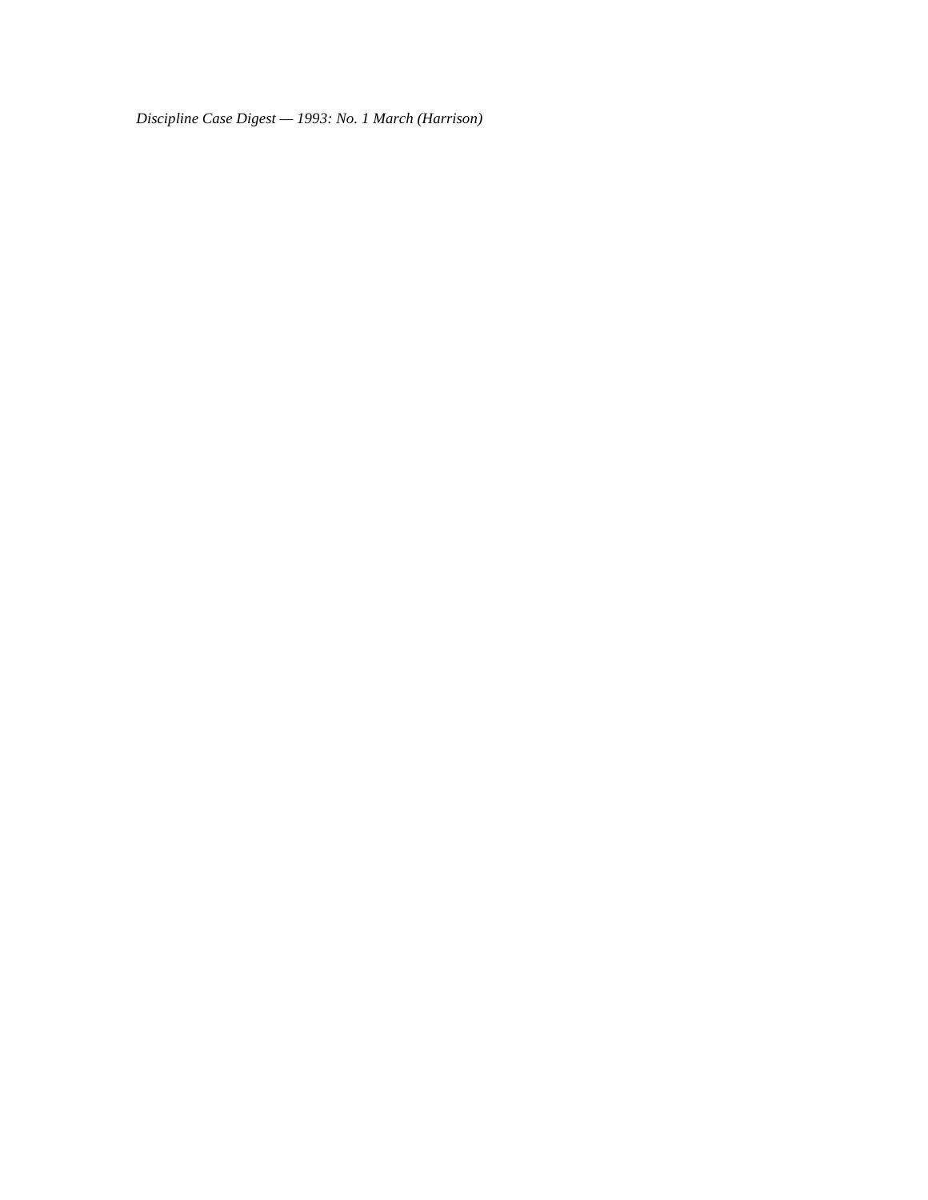*Discipline Case Digest — 1993: No. 1 March (Harrison)*